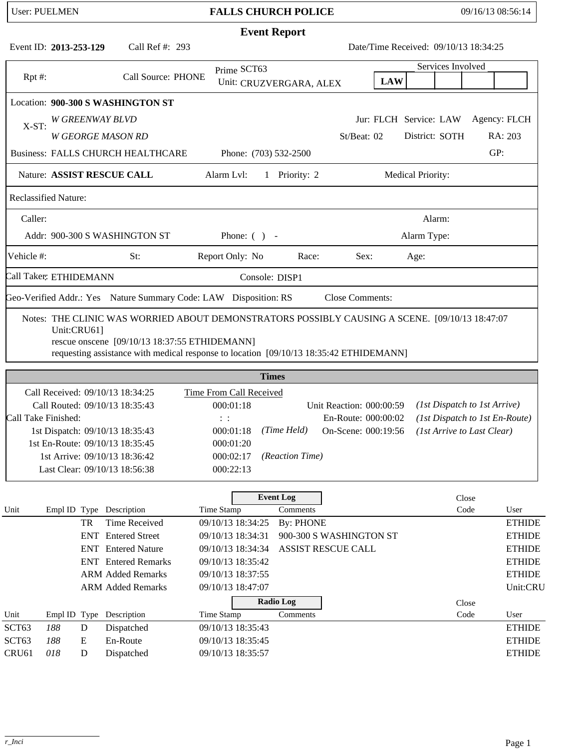User: PUELMEN **FALLS CHURCH POLICE** 09/16/13 08:56:14

# Event Report

Event ID: **2013-253-129** Call Ref #: 293 Date/Time Received: 09/10/13 18:34:25

| | | | |
|---|---|---|---|
| Rpt #: | Call Source: PHONE | Prime Unit: SCT63 CRUZVERGARA, ALEX | Services Involved: **LAW** |

Location: **900-300 S WASHINGTON ST**

X-ST: *W GREENWAY BLVD* / *W GEORGE MASON RD*

Jur: FLCH Service: LAW Agency: FLCH

St/Beat: 02 District: SOTH RA: 203

Business: FALLS CHURCH HEALTHCARE Phone: (703) 532-2500 GP:

Nature: **ASSIST RESCUE CALL** Alarm Lvl: 1 Priority: 2 Medical Priority:

Reclassified Nature:

Caller: Alarm:

Addr: 900-300 S WASHINGTON ST Phone: ( ) - Alarm Type:

Vehicle #: St: Report Only: No Race: Sex: Age:

Call Taker: ETHIDEMANN Console: DISP1

Geo-Verified Addr.: Yes Nature Summary Code: LAW Disposition: RS Close Comments:

Notes: THE CLINIC WAS WORRIED ABOUT DEMONSTRATORS POSSIBLY CAUSING A SCENE. [09/10/13 18:47:07 Unit:CRU61]
rescue onscene [09/10/13 18:37:55 ETHIDEMANN]
requesting assistance with medical response to location [09/10/13 18:35:42 ETHIDEMANN]

## Times

| | | Time From Call Received | | | | |
|---|---|---|---|---|---|---|
| Call Received: | 09/10/13 18:34:25 | | | | | |
| Call Routed: | 09/10/13 18:35:43 | 000:01:18 | | Unit Reaction: | 000:00:59 | *(1st Dispatch to 1st Arrive)* |
| Call Take Finished: | | : : | | En-Route: | 000:00:02 | *(1st Dispatch to 1st En-Route)* |
| 1st Dispatch: | 09/10/13 18:35:43 | 000:01:18 | *(Time Held)* | On-Scene: | 000:19:56 | *(1st Arrive to Last Clear)* |
| 1st En-Route: | 09/10/13 18:35:45 | 000:01:20 | | | | |
| 1st Arrive: | 09/10/13 18:36:42 | 000:02:17 | *(Reaction Time)* | | | |
| Last Clear: | 09/10/13 18:56:38 | 000:22:13 | | | | |

## Event Log

| Unit | Empl ID | Type | Description | Time Stamp | Comments | Close Code | User |
|---|---|---|---|---|---|---|---|
| | | TR | Time Received | 09/10/13 18:34:25 | By: PHONE | | ETHIDE |
| | | ENT | Entered Street | 09/10/13 18:34:31 | 900-300 S WASHINGTON ST | | ETHIDE |
| | | ENT | Entered Nature | 09/10/13 18:34:34 | ASSIST RESCUE CALL | | ETHIDE |
| | | ENT | Entered Remarks | 09/10/13 18:35:42 | | | ETHIDE |
| | | ARM | Added Remarks | 09/10/13 18:37:55 | | | ETHIDE |
| | | ARM | Added Remarks | 09/10/13 18:47:07 | | | Unit:CRU |

## Radio Log

| Unit | Empl ID | Type | Description | Time Stamp | Comments | Close Code | User |
|---|---|---|---|---|---|---|---|
| SCT63 | *188* | D | Dispatched | 09/10/13 18:35:43 | | | ETHIDE |
| SCT63 | *188* | E | En-Route | 09/10/13 18:35:45 | | | ETHIDE |
| CRU61 | *018* | D | Dispatched | 09/10/13 18:35:57 | | | ETHIDE |

*r_Inci*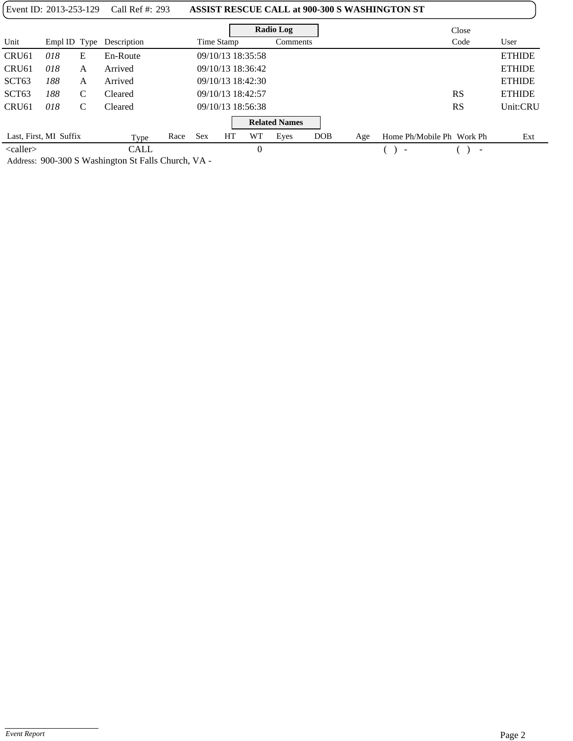Event ID: 2013-253-129 Call Ref #: 293 **ASSIST RESCUE CALL at 900-300 S WASHINGTON ST**

**Radio Log**

| Unit | Empl ID | Type | Description | Time Stamp | Comments | Close Code | User |
|---|---|---|---|---|---|---|---|
| CRU61 | *018* | E | En-Route | 09/10/13 18:35:58 | | | ETHIDE |
| CRU61 | *018* | A | Arrived | 09/10/13 18:36:42 | | | ETHIDE |
| SCT63 | *188* | A | Arrived | 09/10/13 18:42:30 | | | ETHIDE |
| SCT63 | *188* | C | Cleared | 09/10/13 18:42:57 | | RS | ETHIDE |
| CRU61 | *018* | C | Cleared | 09/10/13 18:56:38 | | RS | Unit:CRU |

**Related Names**

| Last, First, MI Suffix | Type | Race | Sex | HT | WT | Eyes | DOB | Age | Home Ph/Mobile Ph | Work Ph | Ext |
|---|---|---|---|---|---|---|---|---|---|---|---|
| <caller> | CALL | | | | 0 | | | | ( ) - | ( ) - | |

Address: 900-300 S Washington St Falls Church, VA -